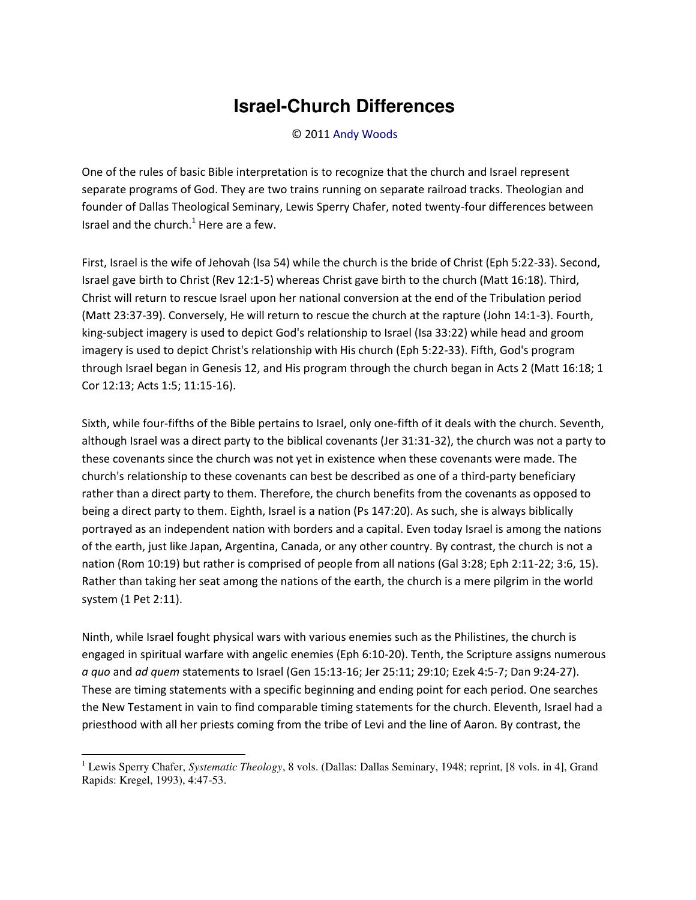# Israel-Church Differences

© 2011 Andy Woods

One of the rules of basic Bible interpretation is to recognize that the church and Israel represent separate programs of God. They are two trains running on separate railroad tracks. Theologian and founder of Dallas Theological Seminary, Lewis Sperry Chafer, noted twenty-four differences between Israel and the church.[1] Here are a few.

First, Israel is the wife of Jehovah (Isa 54) while the church is the bride of Christ (Eph 5:22-33). Second, Israel gave birth to Christ (Rev 12:1-5) whereas Christ gave birth to the church (Matt 16:18). Third, Christ will return to rescue Israel upon her national conversion at the end of the Tribulation period (Matt 23:37-39). Conversely, He will return to rescue the church at the rapture (John 14:1-3). Fourth, king-subject imagery is used to depict God's relationship to Israel (Isa 33:22) while head and groom imagery is used to depict Christ's relationship with His church (Eph 5:22-33). Fifth, God's program through Israel began in Genesis 12, and His program through the church began in Acts 2 (Matt 16:18; 1 Cor 12:13; Acts 1:5; 11:15-16).

Sixth, while four-fifths of the Bible pertains to Israel, only one-fifth of it deals with the church. Seventh, although Israel was a direct party to the biblical covenants (Jer 31:31-32), the church was not a party to these covenants since the church was not yet in existence when these covenants were made. The church's relationship to these covenants can best be described as one of a third-party beneficiary rather than a direct party to them. Therefore, the church benefits from the covenants as opposed to being a direct party to them. Eighth, Israel is a nation (Ps 147:20). As such, she is always biblically portrayed as an independent nation with borders and a capital. Even today Israel is among the nations of the earth, just like Japan, Argentina, Canada, or any other country. By contrast, the church is not a nation (Rom 10:19) but rather is comprised of people from all nations (Gal 3:28; Eph 2:11-22; 3:6, 15). Rather than taking her seat among the nations of the earth, the church is a mere pilgrim in the world system (1 Pet 2:11).

Ninth, while Israel fought physical wars with various enemies such as the Philistines, the church is engaged in spiritual warfare with angelic enemies (Eph 6:10-20). Tenth, the Scripture assigns numerous *a quo* and *ad quem* statements to Israel (Gen 15:13-16; Jer 25:11; 29:10; Ezek 4:5-7; Dan 9:24-27). These are timing statements with a specific beginning and ending point for each period. One searches the New Testament in vain to find comparable timing statements for the church. Eleventh, Israel had a priesthood with all her priests coming from the tribe of Levi and the line of Aaron. By contrast, the

---

[1] Lewis Sperry Chafer, *Systematic Theology*, 8 vols. (Dallas: Dallas Seminary, 1948; reprint, [8 vols. in 4], Grand Rapids: Kregel, 1993), 4:47-53.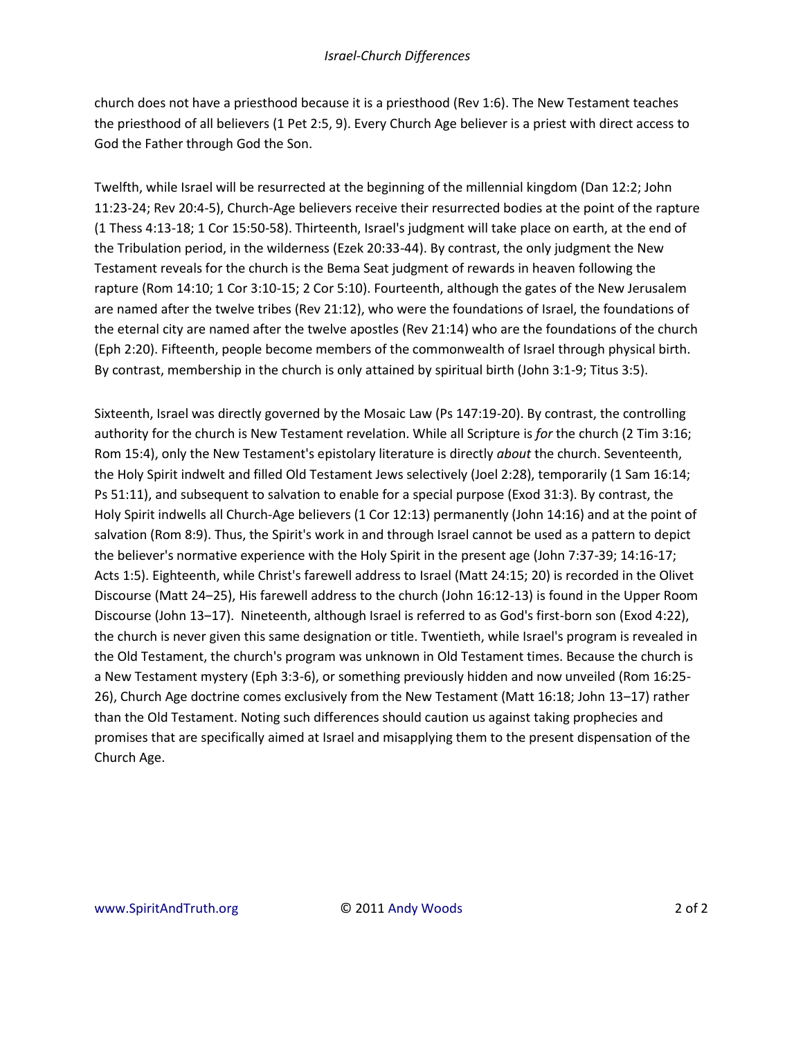church does not have a priesthood because it is a priesthood (Rev 1:6). The New Testament teaches the priesthood of all believers (1 Pet 2:5, 9). Every Church Age believer is a priest with direct access to God the Father through God the Son.

Twelfth, while Israel will be resurrected at the beginning of the millennial kingdom (Dan 12:2; John 11:23-24; Rev 20:4-5), Church-Age believers receive their resurrected bodies at the point of the rapture (1 Thess 4:13-18; 1 Cor 15:50-58). Thirteenth, Israel's judgment will take place on earth, at the end of the Tribulation period, in the wilderness (Ezek 20:33-44). By contrast, the only judgment the New Testament reveals for the church is the Bema Seat judgment of rewards in heaven following the rapture (Rom 14:10; 1 Cor 3:10-15; 2 Cor 5:10). Fourteenth, although the gates of the New Jerusalem are named after the twelve tribes (Rev 21:12), who were the foundations of Israel, the foundations of the eternal city are named after the twelve apostles (Rev 21:14) who are the foundations of the church (Eph 2:20). Fifteenth, people become members of the commonwealth of Israel through physical birth. By contrast, membership in the church is only attained by spiritual birth (John 3:1-9; Titus 3:5).

Sixteenth, Israel was directly governed by the Mosaic Law (Ps 147:19-20). By contrast, the controlling authority for the church is New Testament revelation. While all Scripture is *for* the church (2 Tim 3:16; Rom 15:4), only the New Testament's epistolary literature is directly *about* the church. Seventeenth, the Holy Spirit indwelt and filled Old Testament Jews selectively (Joel 2:28), temporarily (1 Sam 16:14; Ps 51:11), and subsequent to salvation to enable for a special purpose (Exod 31:3). By contrast, the Holy Spirit indwells all Church-Age believers (1 Cor 12:13) permanently (John 14:16) and at the point of salvation (Rom 8:9). Thus, the Spirit's work in and through Israel cannot be used as a pattern to depict the believer's normative experience with the Holy Spirit in the present age (John 7:37-39; 14:16-17; Acts 1:5). Eighteenth, while Christ's farewell address to Israel (Matt 24:15; 20) is recorded in the Olivet Discourse (Matt 24–25), His farewell address to the church (John 16:12-13) is found in the Upper Room Discourse (John 13–17). Nineteenth, although Israel is referred to as God's first-born son (Exod 4:22), the church is never given this same designation or title. Twentieth, while Israel's program is revealed in the Old Testament, the church's program was unknown in Old Testament times. Because the church is a New Testament mystery (Eph 3:3-6), or something previously hidden and now unveiled (Rom 16:25-26), Church Age doctrine comes exclusively from the New Testament (Matt 16:18; John 13–17) rather than the Old Testament. Noting such differences should caution us against taking prophecies and promises that are specifically aimed at Israel and misapplying them to the present dispensation of the Church Age.